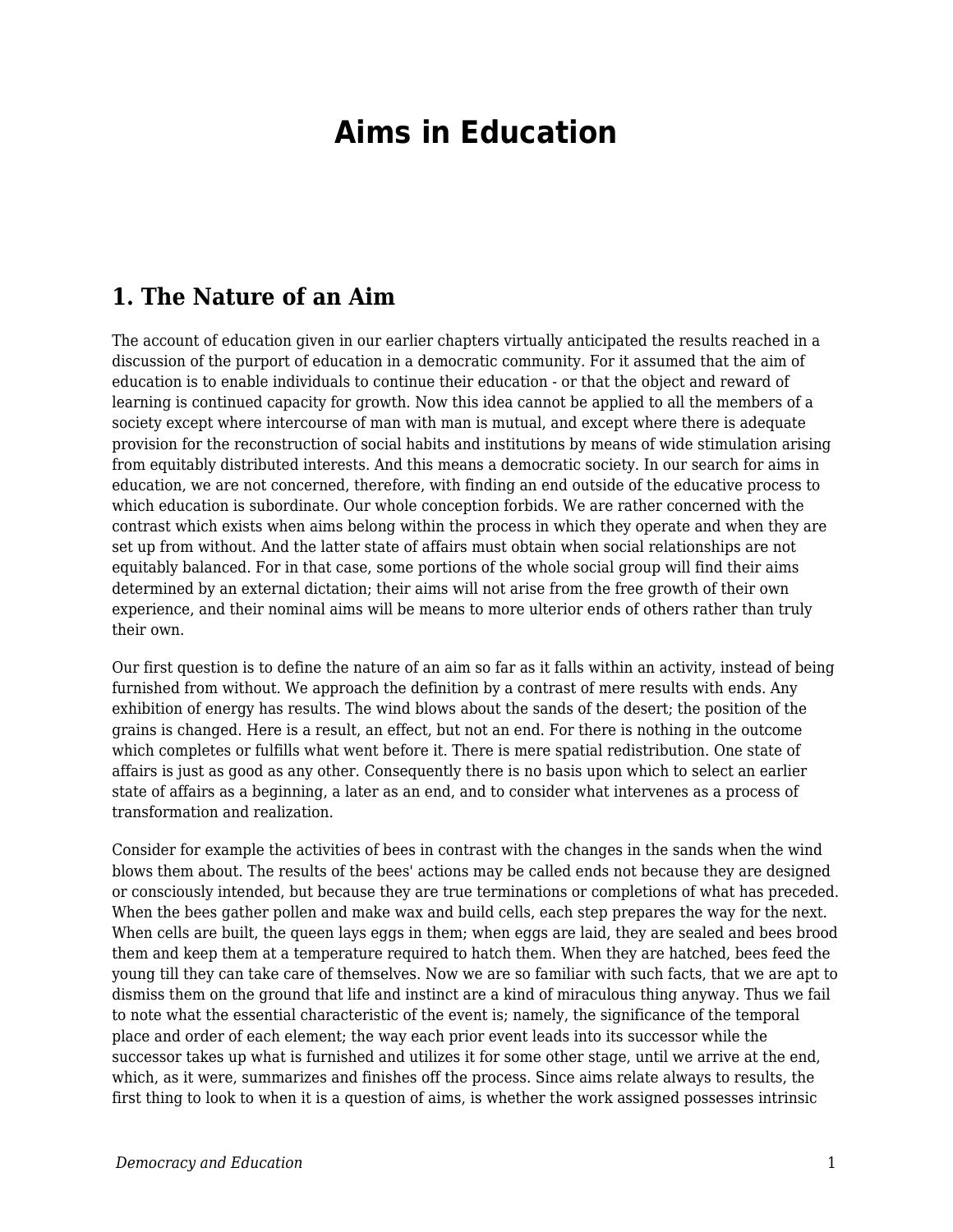# Aims in Education

## 1. The Nature of an Aim

The account of education given in our earlier chapters virtually anticipated the results reached in a discussion of the purport of education in a democratic community. For it assumed that the aim of education is to enable individuals to continue their education - or that the object and reward of learning is continued capacity for growth. Now this idea cannot be applied to all the members of a society except where intercourse of man with man is mutual, and except where there is adequate provision for the reconstruction of social habits and institutions by means of wide stimulation arising from equitably distributed interests. And this means a democratic society. In our search for aims in education, we are not concerned, therefore, with finding an end outside of the educative process to which education is subordinate. Our whole conception forbids. We are rather concerned with the contrast which exists when aims belong within the process in which they operate and when they are set up from without. And the latter state of affairs must obtain when social relationships are not equitably balanced. For in that case, some portions of the whole social group will find their aims determined by an external dictation; their aims will not arise from the free growth of their own experience, and their nominal aims will be means to more ulterior ends of others rather than truly their own.

Our first question is to define the nature of an aim so far as it falls within an activity, instead of being furnished from without. We approach the definition by a contrast of mere results with ends. Any exhibition of energy has results. The wind blows about the sands of the desert; the position of the grains is changed. Here is a result, an effect, but not an end. For there is nothing in the outcome which completes or fulfills what went before it. There is mere spatial redistribution. One state of affairs is just as good as any other. Consequently there is no basis upon which to select an earlier state of affairs as a beginning, a later as an end, and to consider what intervenes as a process of transformation and realization.

Consider for example the activities of bees in contrast with the changes in the sands when the wind blows them about. The results of the bees' actions may be called ends not because they are designed or consciously intended, but because they are true terminations or completions of what has preceded. When the bees gather pollen and make wax and build cells, each step prepares the way for the next. When cells are built, the queen lays eggs in them; when eggs are laid, they are sealed and bees brood them and keep them at a temperature required to hatch them. When they are hatched, bees feed the young till they can take care of themselves. Now we are so familiar with such facts, that we are apt to dismiss them on the ground that life and instinct are a kind of miraculous thing anyway. Thus we fail to note what the essential characteristic of the event is; namely, the significance of the temporal place and order of each element; the way each prior event leads into its successor while the successor takes up what is furnished and utilizes it for some other stage, until we arrive at the end, which, as it were, summarizes and finishes off the process. Since aims relate always to results, the first thing to look to when it is a question of aims, is whether the work assigned possesses intrinsic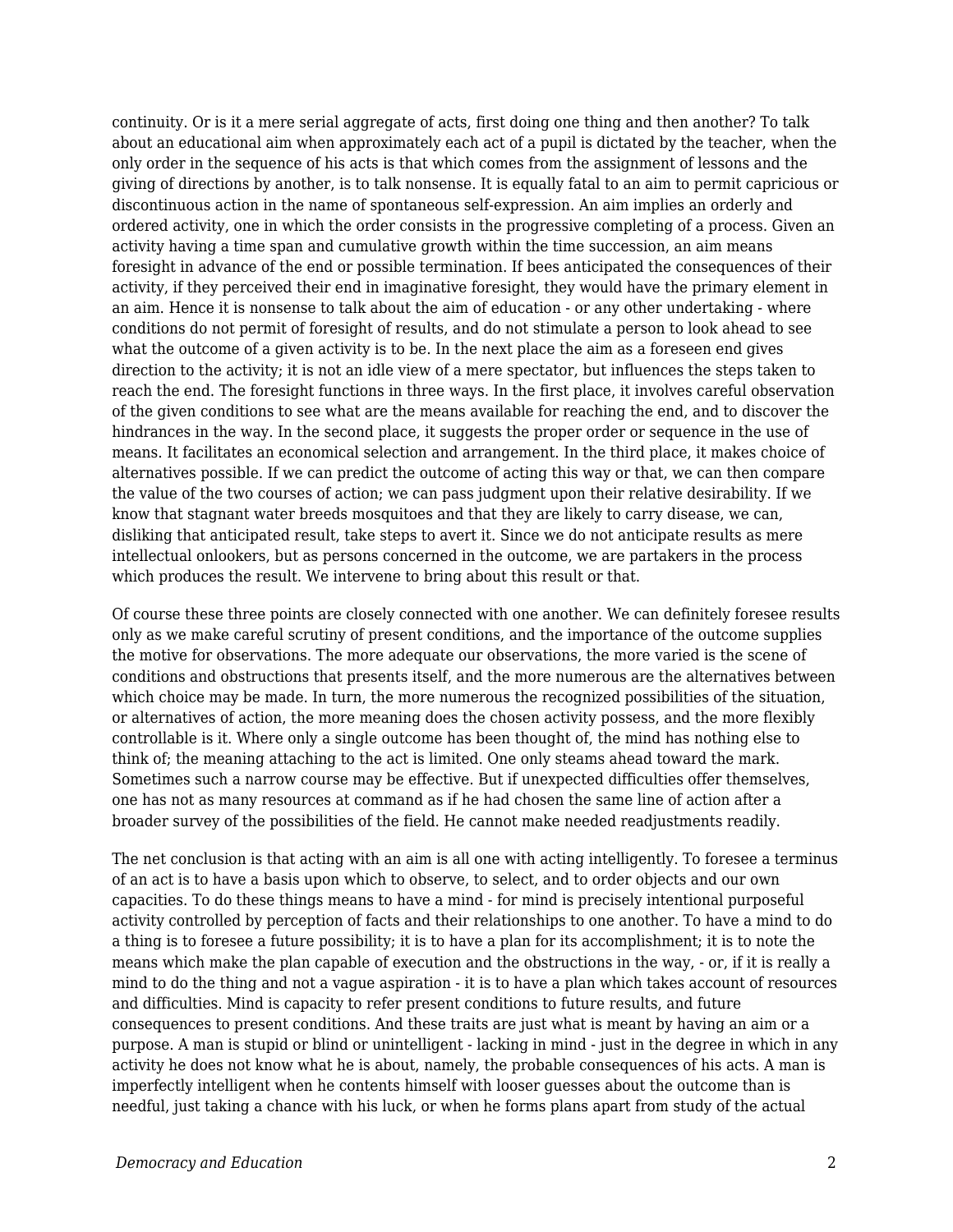continuity. Or is it a mere serial aggregate of acts, first doing one thing and then another? To talk about an educational aim when approximately each act of a pupil is dictated by the teacher, when the only order in the sequence of his acts is that which comes from the assignment of lessons and the giving of directions by another, is to talk nonsense. It is equally fatal to an aim to permit capricious or discontinuous action in the name of spontaneous self-expression. An aim implies an orderly and ordered activity, one in which the order consists in the progressive completing of a process. Given an activity having a time span and cumulative growth within the time succession, an aim means foresight in advance of the end or possible termination. If bees anticipated the consequences of their activity, if they perceived their end in imaginative foresight, they would have the primary element in an aim. Hence it is nonsense to talk about the aim of education - or any other undertaking - where conditions do not permit of foresight of results, and do not stimulate a person to look ahead to see what the outcome of a given activity is to be. In the next place the aim as a foreseen end gives direction to the activity; it is not an idle view of a mere spectator, but influences the steps taken to reach the end. The foresight functions in three ways. In the first place, it involves careful observation of the given conditions to see what are the means available for reaching the end, and to discover the hindrances in the way. In the second place, it suggests the proper order or sequence in the use of means. It facilitates an economical selection and arrangement. In the third place, it makes choice of alternatives possible. If we can predict the outcome of acting this way or that, we can then compare the value of the two courses of action; we can pass judgment upon their relative desirability. If we know that stagnant water breeds mosquitoes and that they are likely to carry disease, we can, disliking that anticipated result, take steps to avert it. Since we do not anticipate results as mere intellectual onlookers, but as persons concerned in the outcome, we are partakers in the process which produces the result. We intervene to bring about this result or that.

Of course these three points are closely connected with one another. We can definitely foresee results only as we make careful scrutiny of present conditions, and the importance of the outcome supplies the motive for observations. The more adequate our observations, the more varied is the scene of conditions and obstructions that presents itself, and the more numerous are the alternatives between which choice may be made. In turn, the more numerous the recognized possibilities of the situation, or alternatives of action, the more meaning does the chosen activity possess, and the more flexibly controllable is it. Where only a single outcome has been thought of, the mind has nothing else to think of; the meaning attaching to the act is limited. One only steams ahead toward the mark. Sometimes such a narrow course may be effective. But if unexpected difficulties offer themselves, one has not as many resources at command as if he had chosen the same line of action after a broader survey of the possibilities of the field. He cannot make needed readjustments readily.

The net conclusion is that acting with an aim is all one with acting intelligently. To foresee a terminus of an act is to have a basis upon which to observe, to select, and to order objects and our own capacities. To do these things means to have a mind - for mind is precisely intentional purposeful activity controlled by perception of facts and their relationships to one another. To have a mind to do a thing is to foresee a future possibility; it is to have a plan for its accomplishment; it is to note the means which make the plan capable of execution and the obstructions in the way, - or, if it is really a mind to do the thing and not a vague aspiration - it is to have a plan which takes account of resources and difficulties. Mind is capacity to refer present conditions to future results, and future consequences to present conditions. And these traits are just what is meant by having an aim or a purpose. A man is stupid or blind or unintelligent - lacking in mind - just in the degree in which in any activity he does not know what he is about, namely, the probable consequences of his acts. A man is imperfectly intelligent when he contents himself with looser guesses about the outcome than is needful, just taking a chance with his luck, or when he forms plans apart from study of the actual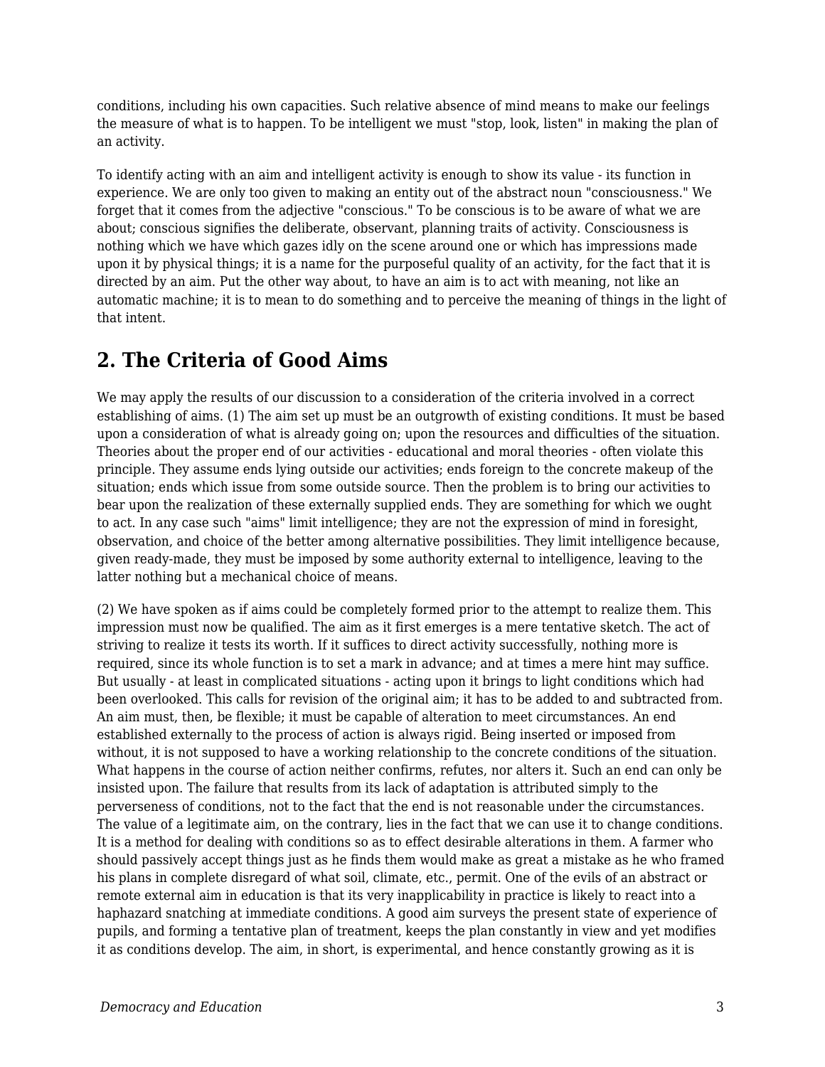conditions, including his own capacities. Such relative absence of mind means to make our feelings the measure of what is to happen. To be intelligent we must "stop, look, listen" in making the plan of an activity.

To identify acting with an aim and intelligent activity is enough to show its value - its function in experience. We are only too given to making an entity out of the abstract noun "consciousness." We forget that it comes from the adjective "conscious." To be conscious is to be aware of what we are about; conscious signifies the deliberate, observant, planning traits of activity. Consciousness is nothing which we have which gazes idly on the scene around one or which has impressions made upon it by physical things; it is a name for the purposeful quality of an activity, for the fact that it is directed by an aim. Put the other way about, to have an aim is to act with meaning, not like an automatic machine; it is to mean to do something and to perceive the meaning of things in the light of that intent.

## 2. The Criteria of Good Aims

We may apply the results of our discussion to a consideration of the criteria involved in a correct establishing of aims. (1) The aim set up must be an outgrowth of existing conditions. It must be based upon a consideration of what is already going on; upon the resources and difficulties of the situation. Theories about the proper end of our activities - educational and moral theories - often violate this principle. They assume ends lying outside our activities; ends foreign to the concrete makeup of the situation; ends which issue from some outside source. Then the problem is to bring our activities to bear upon the realization of these externally supplied ends. They are something for which we ought to act. In any case such "aims" limit intelligence; they are not the expression of mind in foresight, observation, and choice of the better among alternative possibilities. They limit intelligence because, given ready-made, they must be imposed by some authority external to intelligence, leaving to the latter nothing but a mechanical choice of means.

(2) We have spoken as if aims could be completely formed prior to the attempt to realize them. This impression must now be qualified. The aim as it first emerges is a mere tentative sketch. The act of striving to realize it tests its worth. If it suffices to direct activity successfully, nothing more is required, since its whole function is to set a mark in advance; and at times a mere hint may suffice. But usually - at least in complicated situations - acting upon it brings to light conditions which had been overlooked. This calls for revision of the original aim; it has to be added to and subtracted from. An aim must, then, be flexible; it must be capable of alteration to meet circumstances. An end established externally to the process of action is always rigid. Being inserted or imposed from without, it is not supposed to have a working relationship to the concrete conditions of the situation. What happens in the course of action neither confirms, refutes, nor alters it. Such an end can only be insisted upon. The failure that results from its lack of adaptation is attributed simply to the perverseness of conditions, not to the fact that the end is not reasonable under the circumstances. The value of a legitimate aim, on the contrary, lies in the fact that we can use it to change conditions. It is a method for dealing with conditions so as to effect desirable alterations in them. A farmer who should passively accept things just as he finds them would make as great a mistake as he who framed his plans in complete disregard of what soil, climate, etc., permit. One of the evils of an abstract or remote external aim in education is that its very inapplicability in practice is likely to react into a haphazard snatching at immediate conditions. A good aim surveys the present state of experience of pupils, and forming a tentative plan of treatment, keeps the plan constantly in view and yet modifies it as conditions develop. The aim, in short, is experimental, and hence constantly growing as it is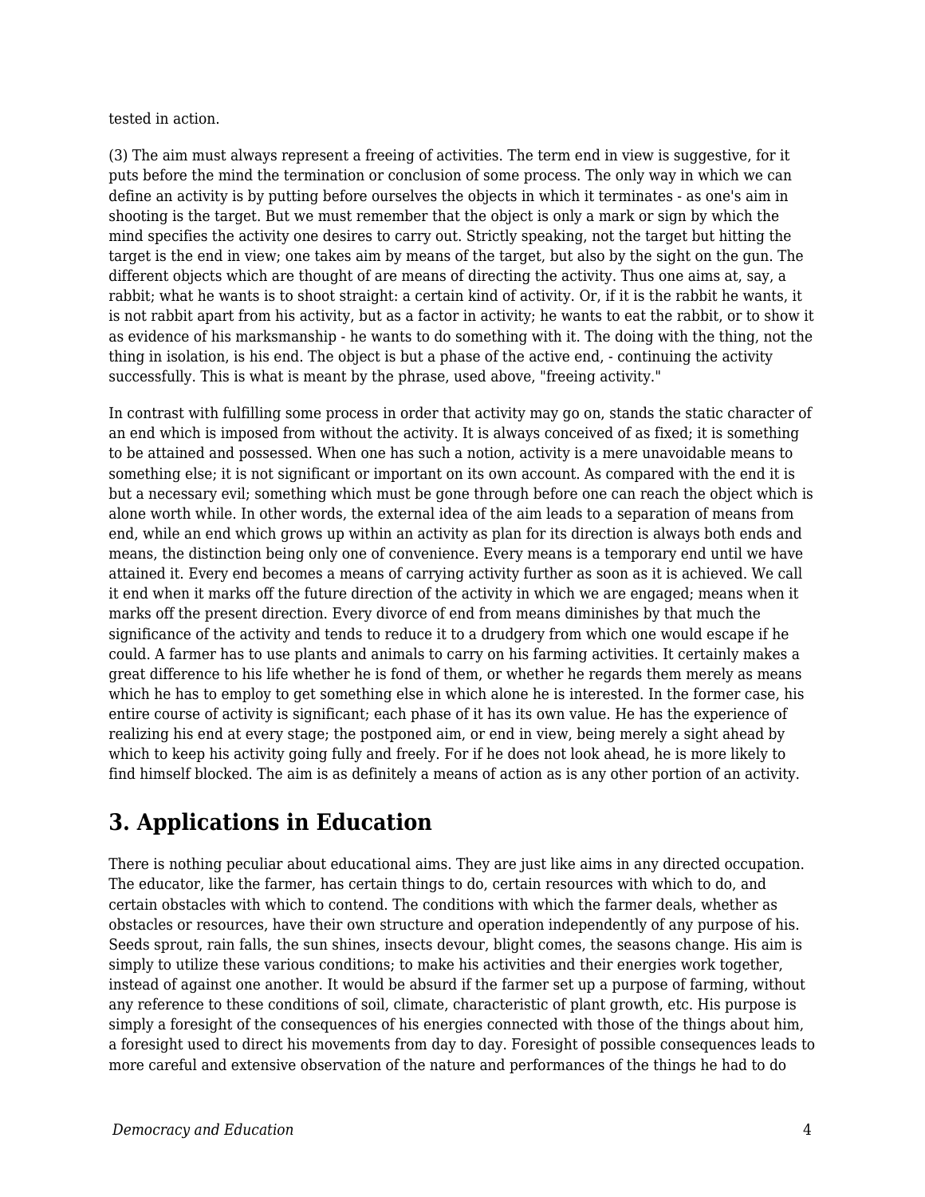tested in action.

(3) The aim must always represent a freeing of activities. The term end in view is suggestive, for it puts before the mind the termination or conclusion of some process. The only way in which we can define an activity is by putting before ourselves the objects in which it terminates - as one's aim in shooting is the target. But we must remember that the object is only a mark or sign by which the mind specifies the activity one desires to carry out. Strictly speaking, not the target but hitting the target is the end in view; one takes aim by means of the target, but also by the sight on the gun. The different objects which are thought of are means of directing the activity. Thus one aims at, say, a rabbit; what he wants is to shoot straight: a certain kind of activity. Or, if it is the rabbit he wants, it is not rabbit apart from his activity, but as a factor in activity; he wants to eat the rabbit, or to show it as evidence of his marksmanship - he wants to do something with it. The doing with the thing, not the thing in isolation, is his end. The object is but a phase of the active end, - continuing the activity successfully. This is what is meant by the phrase, used above, "freeing activity."

In contrast with fulfilling some process in order that activity may go on, stands the static character of an end which is imposed from without the activity. It is always conceived of as fixed; it is something to be attained and possessed. When one has such a notion, activity is a mere unavoidable means to something else; it is not significant or important on its own account. As compared with the end it is but a necessary evil; something which must be gone through before one can reach the object which is alone worth while. In other words, the external idea of the aim leads to a separation of means from end, while an end which grows up within an activity as plan for its direction is always both ends and means, the distinction being only one of convenience. Every means is a temporary end until we have attained it. Every end becomes a means of carrying activity further as soon as it is achieved. We call it end when it marks off the future direction of the activity in which we are engaged; means when it marks off the present direction. Every divorce of end from means diminishes by that much the significance of the activity and tends to reduce it to a drudgery from which one would escape if he could. A farmer has to use plants and animals to carry on his farming activities. It certainly makes a great difference to his life whether he is fond of them, or whether he regards them merely as means which he has to employ to get something else in which alone he is interested. In the former case, his entire course of activity is significant; each phase of it has its own value. He has the experience of realizing his end at every stage; the postponed aim, or end in view, being merely a sight ahead by which to keep his activity going fully and freely. For if he does not look ahead, he is more likely to find himself blocked. The aim is as definitely a means of action as is any other portion of an activity.

## 3. Applications in Education

There is nothing peculiar about educational aims. They are just like aims in any directed occupation. The educator, like the farmer, has certain things to do, certain resources with which to do, and certain obstacles with which to contend. The conditions with which the farmer deals, whether as obstacles or resources, have their own structure and operation independently of any purpose of his. Seeds sprout, rain falls, the sun shines, insects devour, blight comes, the seasons change. His aim is simply to utilize these various conditions; to make his activities and their energies work together, instead of against one another. It would be absurd if the farmer set up a purpose of farming, without any reference to these conditions of soil, climate, characteristic of plant growth, etc. His purpose is simply a foresight of the consequences of his energies connected with those of the things about him, a foresight used to direct his movements from day to day. Foresight of possible consequences leads to more careful and extensive observation of the nature and performances of the things he had to do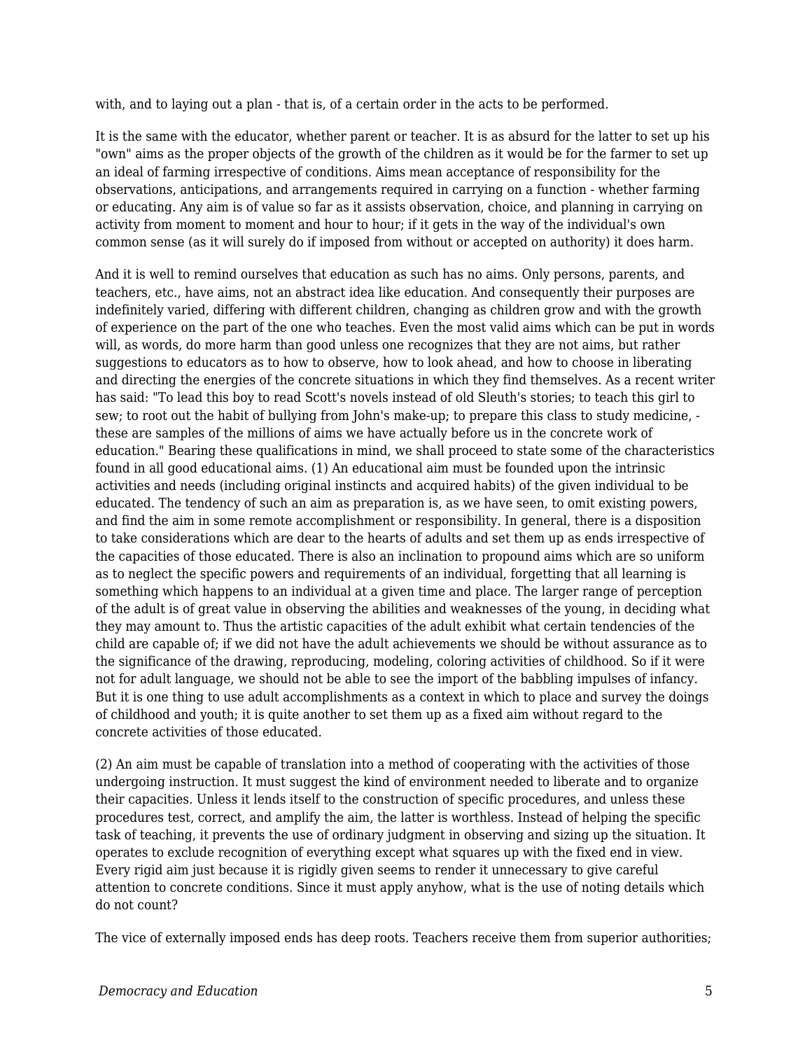with, and to laying out a plan - that is, of a certain order in the acts to be performed.

It is the same with the educator, whether parent or teacher. It is as absurd for the latter to set up his "own" aims as the proper objects of the growth of the children as it would be for the farmer to set up an ideal of farming irrespective of conditions. Aims mean acceptance of responsibility for the observations, anticipations, and arrangements required in carrying on a function - whether farming or educating. Any aim is of value so far as it assists observation, choice, and planning in carrying on activity from moment to moment and hour to hour; if it gets in the way of the individual's own common sense (as it will surely do if imposed from without or accepted on authority) it does harm.

And it is well to remind ourselves that education as such has no aims. Only persons, parents, and teachers, etc., have aims, not an abstract idea like education. And consequently their purposes are indefinitely varied, differing with different children, changing as children grow and with the growth of experience on the part of the one who teaches. Even the most valid aims which can be put in words will, as words, do more harm than good unless one recognizes that they are not aims, but rather suggestions to educators as to how to observe, how to look ahead, and how to choose in liberating and directing the energies of the concrete situations in which they find themselves. As a recent writer has said: "To lead this boy to read Scott's novels instead of old Sleuth's stories; to teach this girl to sew; to root out the habit of bullying from John's make-up; to prepare this class to study medicine, - these are samples of the millions of aims we have actually before us in the concrete work of education." Bearing these qualifications in mind, we shall proceed to state some of the characteristics found in all good educational aims. (1) An educational aim must be founded upon the intrinsic activities and needs (including original instincts and acquired habits) of the given individual to be educated. The tendency of such an aim as preparation is, as we have seen, to omit existing powers, and find the aim in some remote accomplishment or responsibility. In general, there is a disposition to take considerations which are dear to the hearts of adults and set them up as ends irrespective of the capacities of those educated. There is also an inclination to propound aims which are so uniform as to neglect the specific powers and requirements of an individual, forgetting that all learning is something which happens to an individual at a given time and place. The larger range of perception of the adult is of great value in observing the abilities and weaknesses of the young, in deciding what they may amount to. Thus the artistic capacities of the adult exhibit what certain tendencies of the child are capable of; if we did not have the adult achievements we should be without assurance as to the significance of the drawing, reproducing, modeling, coloring activities of childhood. So if it were not for adult language, we should not be able to see the import of the babbling impulses of infancy. But it is one thing to use adult accomplishments as a context in which to place and survey the doings of childhood and youth; it is quite another to set them up as a fixed aim without regard to the concrete activities of those educated.

(2) An aim must be capable of translation into a method of cooperating with the activities of those undergoing instruction. It must suggest the kind of environment needed to liberate and to organize their capacities. Unless it lends itself to the construction of specific procedures, and unless these procedures test, correct, and amplify the aim, the latter is worthless. Instead of helping the specific task of teaching, it prevents the use of ordinary judgment in observing and sizing up the situation. It operates to exclude recognition of everything except what squares up with the fixed end in view. Every rigid aim just because it is rigidly given seems to render it unnecessary to give careful attention to concrete conditions. Since it must apply anyhow, what is the use of noting details which do not count?

The vice of externally imposed ends has deep roots. Teachers receive them from superior authorities;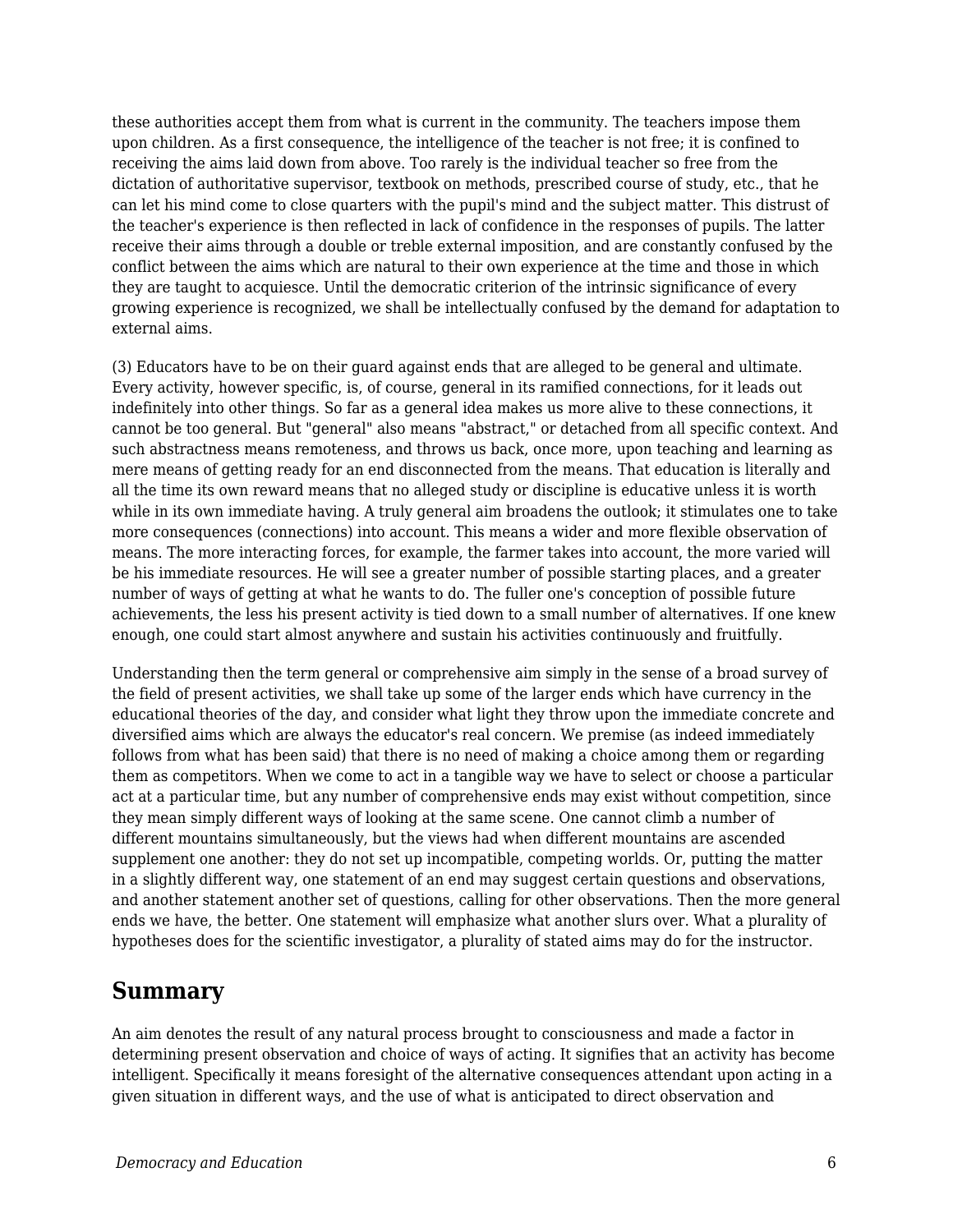these authorities accept them from what is current in the community. The teachers impose them upon children. As a first consequence, the intelligence of the teacher is not free; it is confined to receiving the aims laid down from above. Too rarely is the individual teacher so free from the dictation of authoritative supervisor, textbook on methods, prescribed course of study, etc., that he can let his mind come to close quarters with the pupil's mind and the subject matter. This distrust of the teacher's experience is then reflected in lack of confidence in the responses of pupils. The latter receive their aims through a double or treble external imposition, and are constantly confused by the conflict between the aims which are natural to their own experience at the time and those in which they are taught to acquiesce. Until the democratic criterion of the intrinsic significance of every growing experience is recognized, we shall be intellectually confused by the demand for adaptation to external aims.

(3) Educators have to be on their guard against ends that are alleged to be general and ultimate. Every activity, however specific, is, of course, general in its ramified connections, for it leads out indefinitely into other things. So far as a general idea makes us more alive to these connections, it cannot be too general. But "general" also means "abstract," or detached from all specific context. And such abstractness means remoteness, and throws us back, once more, upon teaching and learning as mere means of getting ready for an end disconnected from the means. That education is literally and all the time its own reward means that no alleged study or discipline is educative unless it is worth while in its own immediate having. A truly general aim broadens the outlook; it stimulates one to take more consequences (connections) into account. This means a wider and more flexible observation of means. The more interacting forces, for example, the farmer takes into account, the more varied will be his immediate resources. He will see a greater number of possible starting places, and a greater number of ways of getting at what he wants to do. The fuller one's conception of possible future achievements, the less his present activity is tied down to a small number of alternatives. If one knew enough, one could start almost anywhere and sustain his activities continuously and fruitfully.

Understanding then the term general or comprehensive aim simply in the sense of a broad survey of the field of present activities, we shall take up some of the larger ends which have currency in the educational theories of the day, and consider what light they throw upon the immediate concrete and diversified aims which are always the educator's real concern. We premise (as indeed immediately follows from what has been said) that there is no need of making a choice among them or regarding them as competitors. When we come to act in a tangible way we have to select or choose a particular act at a particular time, but any number of comprehensive ends may exist without competition, since they mean simply different ways of looking at the same scene. One cannot climb a number of different mountains simultaneously, but the views had when different mountains are ascended supplement one another: they do not set up incompatible, competing worlds. Or, putting the matter in a slightly different way, one statement of an end may suggest certain questions and observations, and another statement another set of questions, calling for other observations. Then the more general ends we have, the better. One statement will emphasize what another slurs over. What a plurality of hypotheses does for the scientific investigator, a plurality of stated aims may do for the instructor.

## Summary

An aim denotes the result of any natural process brought to consciousness and made a factor in determining present observation and choice of ways of acting. It signifies that an activity has become intelligent. Specifically it means foresight of the alternative consequences attendant upon acting in a given situation in different ways, and the use of what is anticipated to direct observation and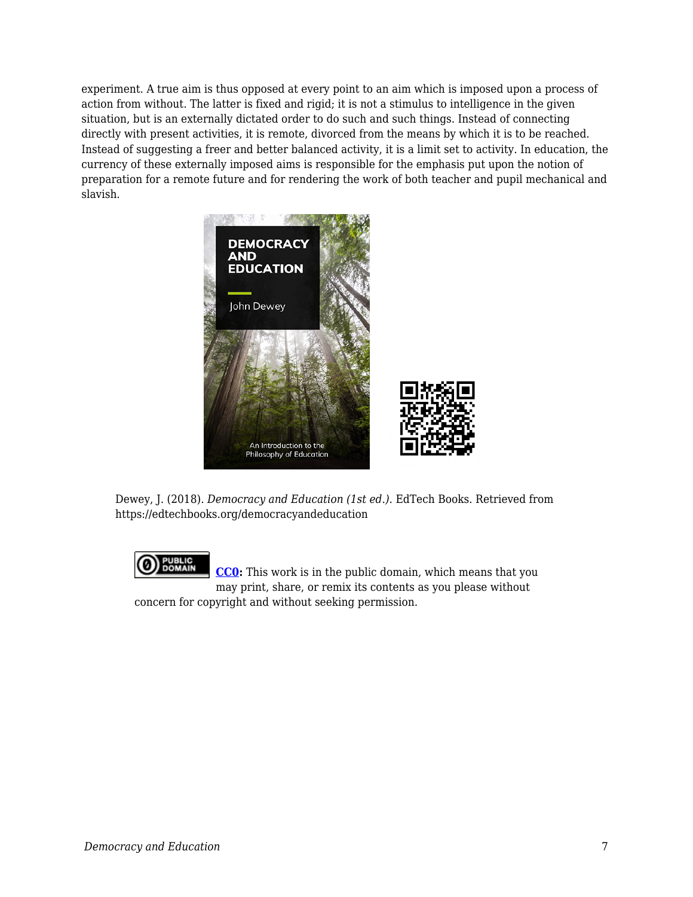experiment. A true aim is thus opposed at every point to an aim which is imposed upon a process of action from without. The latter is fixed and rigid; it is not a stimulus to intelligence in the given situation, but is an externally dictated order to do such and such things. Instead of connecting directly with present activities, it is remote, divorced from the means by which it is to be reached. Instead of suggesting a freer and better balanced activity, it is a limit set to activity. In education, the currency of these externally imposed aims is responsible for the emphasis put upon the notion of preparation for a remote future and for rendering the work of both teacher and pupil mechanical and slavish.

Dewey, J. (2018). *Democracy and Education (1st ed.)*. EdTech Books. Retrieved from https://edtechbooks.org/democracyandeducation

**CC0:** This work is in the public domain, which means that you may print, share, or remix its contents as you please without concern for copyright and without seeking permission.